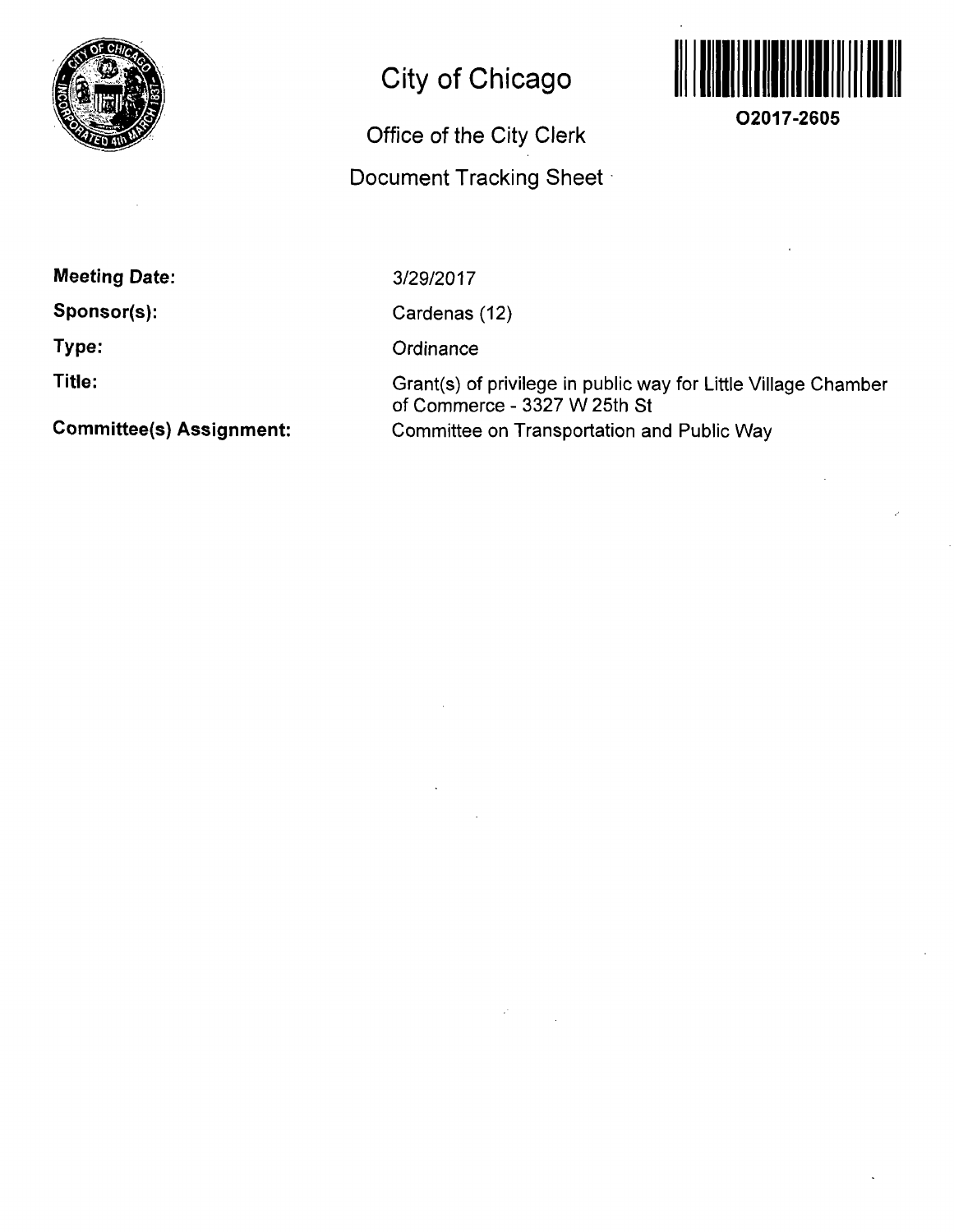# City of Chicago

## Office of the City Clerk

## Document Tracking Sheet

O2017-2605

**Meeting Date:** 3/29/2017

**Sponsor(s):** Cardenas (12)

**Type:** Ordinance

**Title:** Grant(s) of privilege in public way for Little Village Chamber of Commerce - 3327 W 25th St

**Committee(s) Assignment:** Committee on Transportation and Public Way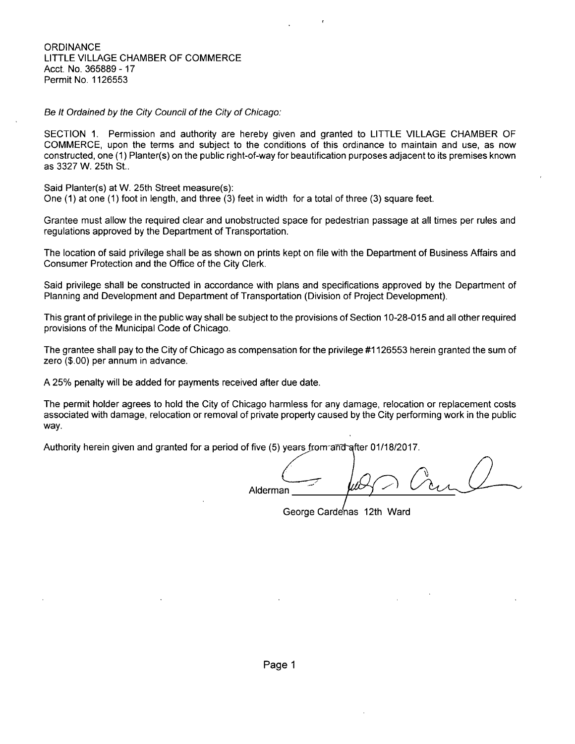ORDINANCE
LITTLE VILLAGE CHAMBER OF COMMERCE
Acct. No. 365889 - 17
Permit No. 1126553

*Be It Ordained by the City Council of the City of Chicago:*

SECTION 1. Permission and authority are hereby given and granted to LITTLE VILLAGE CHAMBER OF COMMERCE, upon the terms and subject to the conditions of this ordinance to maintain and use, as now constructed, one (1) Planter(s) on the public right-of-way for beautification purposes adjacent to its premises known as 3327 W. 25th St..

Said Planter(s) at W. 25th Street measure(s):
One (1) at one (1) foot in length, and three (3) feet in width for a total of three (3) square feet.

Grantee must allow the required clear and unobstructed space for pedestrian passage at all times per rules and regulations approved by the Department of Transportation.

The location of said privilege shall be as shown on prints kept on file with the Department of Business Affairs and Consumer Protection and the Office of the City Clerk.

Said privilege shall be constructed in accordance with plans and specifications approved by the Department of Planning and Development and Department of Transportation (Division of Project Development).

This grant of privilege in the public way shall be subject to the provisions of Section 10-28-015 and all other required provisions of the Municipal Code of Chicago.

The grantee shall pay to the City of Chicago as compensation for the privilege #1126553 herein granted the sum of zero ($.00) per annum in advance.

A 25% penalty will be added for payments received after due date.

The permit holder agrees to hold the City of Chicago harmless for any damage, relocation or replacement costs associated with damage, relocation or removal of private property caused by the City performing work in the public way.

Authority herein given and granted for a period of five (5) years from and after 01/18/2017.

Alderman ______________________

George Cardenas 12th Ward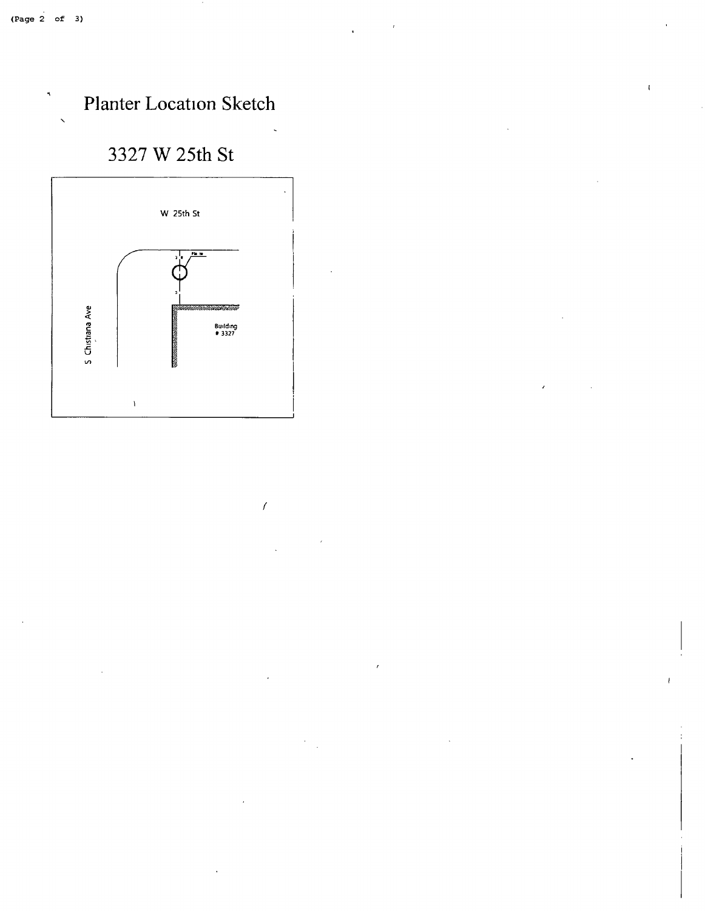# Planter Location Sketch

## 3327 W 25th St

W 25th St

Planter

S Chistiana Ave

Building # 3327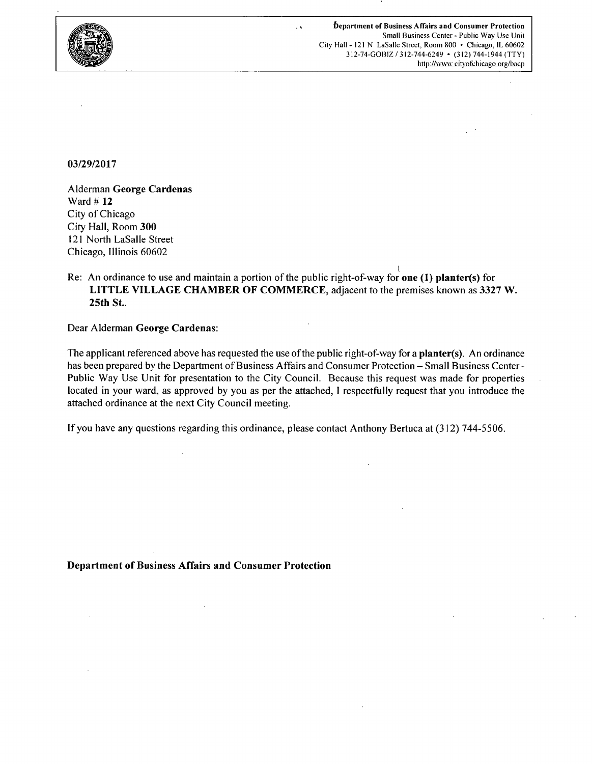**Department of Business Affairs and Consumer Protection**
Small Business Center - Public Way Use Unit
City Hall - 121 N LaSalle Street, Room 800 • Chicago, IL 60602
312-74-GOBIZ / 312-744-6249 • (312) 744-1944 (TTY)
http://www.cityofchicago.org/bacp

**03/29/2017**

Alderman **George Cardenas**
Ward # **12**
City of Chicago
City Hall, Room **300**
121 North LaSalle Street
Chicago, Illinois 60602

Re: An ordinance to use and maintain a portion of the public right-of-way for **one (1) planter(s)** for **LITTLE VILLAGE CHAMBER OF COMMERCE**, adjacent to the premises known as **3327 W. 25th St.**.

Dear Alderman **George Cardenas**:

The applicant referenced above has requested the use of the public right-of-way for a **planter(s)**. An ordinance has been prepared by the Department of Business Affairs and Consumer Protection – Small Business Center - Public Way Use Unit for presentation to the City Council. Because this request was made for properties located in your ward, as approved by you as per the attached, I respectfully request that you introduce the attached ordinance at the next City Council meeting.

If you have any questions regarding this ordinance, please contact Anthony Bertuca at (312) 744-5506.

**Department of Business Affairs and Consumer Protection**